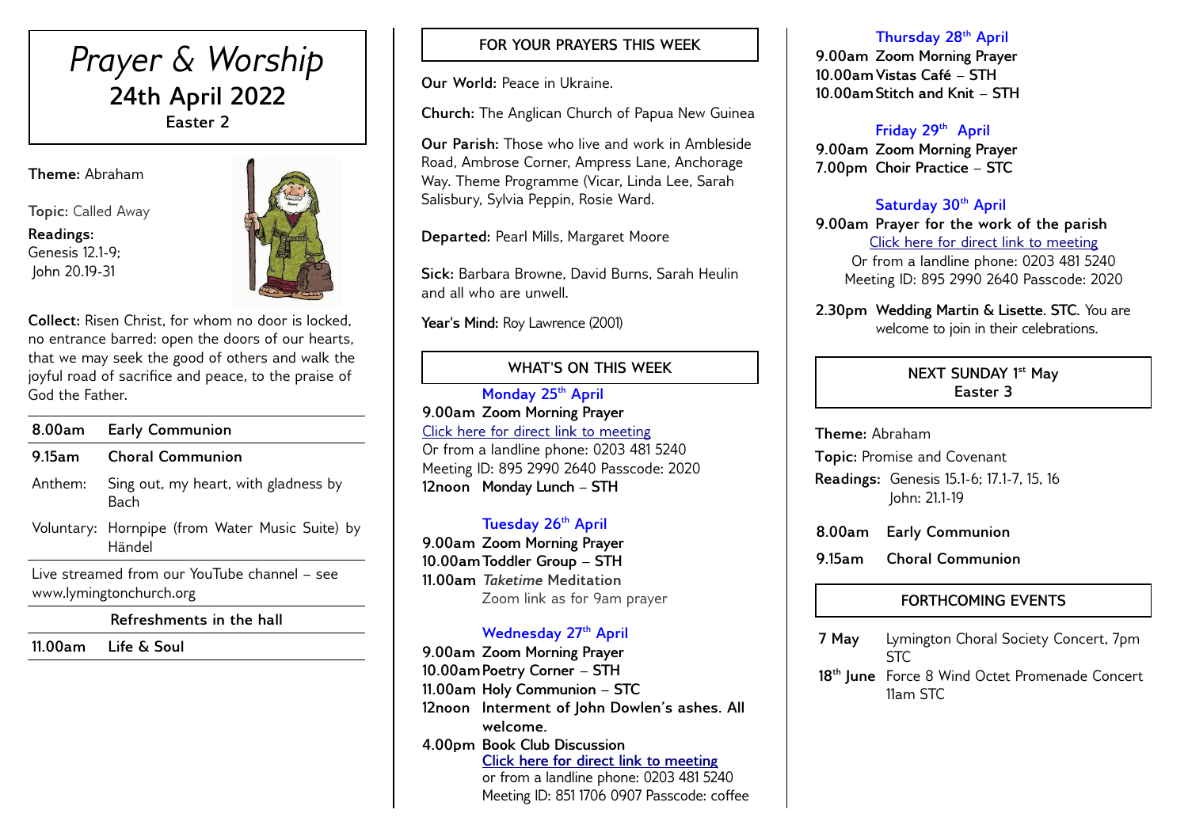# *Prayer & Worship*

## 24th April 2022

**Easter 2**

**Theme:** Abraham

**Topic:** Called Away

**Readings:**
Genesis 12.1-9;
John 20.19-31

**Collect:** Risen Christ, for whom no door is locked, no entrance barred: open the doors of our hearts, that we may seek the good of others and walk the joyful road of sacrifice and peace, to the praise of God the Father.

| | |
|---|---|
| **8.00am** | **Early Communion** |
| **9.15am** | **Choral Communion** |
| Anthem: | Sing out, my heart, with gladness by Bach |
| Voluntary: | Hornpipe (from Water Music Suite) by Händel |

Live streamed from our YouTube channel – see www.lymingtonchurch.org

**Refreshments in the hall**

**11.00am Life & Soul**

### FOR YOUR PRAYERS THIS WEEK

**Our World:** Peace in Ukraine.

**Church:** The Anglican Church of Papua New Guinea

**Our Parish:** Those who live and work in Ambleside Road, Ambrose Corner, Ampress Lane, Anchorage Way. Theme Programme (Vicar, Linda Lee, Sarah Salisbury, Sylvia Peppin, Rosie Ward.

**Departed:** Pearl Mills, Margaret Moore

**Sick:** Barbara Browne, David Burns, Sarah Heulin and all who are unwell.

**Year's Mind:** Roy Lawrence (2001)

### WHAT'S ON THIS WEEK

**Monday 25th April**

**9.00am Zoom Morning Prayer**
Click here for direct link to meeting
Or from a landline phone: 0203 481 5240
Meeting ID: 895 2990 2640 Passcode: 2020
**12noon Monday Lunch – STH**

**Tuesday 26th April**

**9.00am Zoom Morning Prayer**
**10.00am Toddler Group – STH**
**11.00am *Taketime* Meditation**
Zoom link as for 9am prayer

**Wednesday 27th April**

**9.00am Zoom Morning Prayer**
**10.00am Poetry Corner – STH**
**11.00am Holy Communion – STC**
**12noon Interment of John Dowlen's ashes. All welcome.**
**4.00pm Book Club Discussion**
Click here for direct link to meeting
or from a landline phone: 0203 481 5240
Meeting ID: 851 1706 0907 Passcode: coffee

**Thursday 28th April**

**9.00am Zoom Morning Prayer**
**10.00am Vistas Café – STH**
**10.00am Stitch and Knit – STH**

**Friday 29th April**

**9.00am Zoom Morning Prayer**
**7.00pm Choir Practice – STC**

**Saturday 30th April**

**9.00am Prayer for the work of the parish**
Click here for direct link to meeting
Or from a landline phone: 0203 481 5240
Meeting ID: 895 2990 2640 Passcode: 2020

**2.30pm Wedding Martin & Lisette. STC.** You are welcome to join in their celebrations.

### NEXT SUNDAY 1st May
**Easter 3**

**Theme:** Abraham

**Topic:** Promise and Covenant

**Readings:** Genesis 15.1-6; 17.1-7, 15, 16
John: 21.1-19

**8.00am Early Communion**

**9.15am Choral Communion**

### FORTHCOMING EVENTS

| | |
|---|---|
| **7 May** | Lymington Choral Society Concert, 7pm STC |
| **18th June** | Force 8 Wind Octet Promenade Concert 11am STC |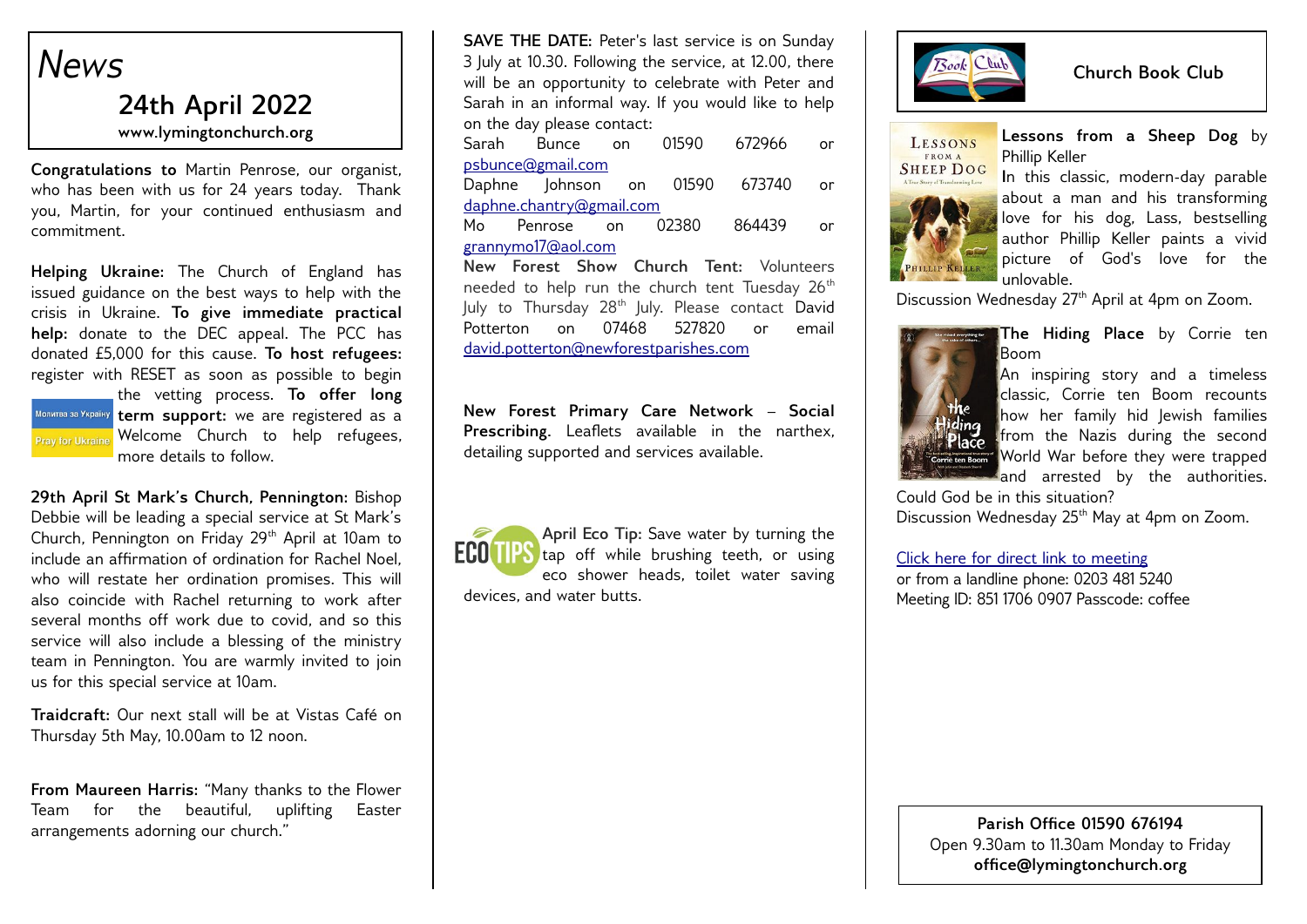# News

## 24th April 2022

**www.lymingtonchurch.org**

**Congratulations to** Martin Penrose, our organist, who has been with us for 24 years today. Thank you, Martin, for your continued enthusiasm and commitment.

**Helping Ukraine:** The Church of England has issued guidance on the best ways to help with the crisis in Ukraine. **To give immediate practical help:** donate to the DEC appeal. The PCC has donated £5,000 for this cause. **To host refugees:** register with RESET as soon as possible to begin the vetting process. **To offer long term support:** we are registered as a Welcome Church to help refugees, more details to follow.

Молитва за Україну

Pray for Ukraine

**29th April St Mark's Church, Pennington:** Bishop Debbie will be leading a special service at St Mark's Church, Pennington on Friday 29th April at 10am to include an affirmation of ordination for Rachel Noel, who will restate her ordination promises. This will also coincide with Rachel returning to work after several months off work due to covid, and so this service will also include a blessing of the ministry team in Pennington. You are warmly invited to join us for this special service at 10am.

**Traidcraft:** Our next stall will be at Vistas Café on Thursday 5th May, 10.00am to 12 noon.

**From Maureen Harris:** "Many thanks to the Flower Team for the beautiful, uplifting Easter arrangements adorning our church."

**SAVE THE DATE:** Peter's last service is on Sunday 3 July at 10.30. Following the service, at 12.00, there will be an opportunity to celebrate with Peter and Sarah in an informal way. If you would like to help on the day please contact:

Sarah Bunce on 01590 672966 or psbunce@gmail.com

Daphne Johnson on 01590 673740 or daphne.chantry@gmail.com

Mo Penrose on 02380 864439 or grannymo17@aol.com

**New Forest Show Church Tent:** Volunteers needed to help run the church tent Tuesday 26th July to Thursday 28th July. Please contact David Potterton on 07468 527820 or email david.potterton@newforestparishes.com

**New Forest Primary Care Network – Social Prescribing.** Leaflets available in the narthex, detailing supported and services available.

ECO TIPS

**April Eco Tip:** Save water by turning the tap off while brushing teeth, or using eco shower heads, toilet water saving devices, and water butts.

## Church Book Club

**Lessons from a Sheep Dog** by Phillip Keller

In this classic, modern-day parable about a man and his transforming love for his dog, Lass, bestselling author Phillip Keller paints a vivid picture of God's love for the unlovable.

Discussion Wednesday 27th April at 4pm on Zoom.

**The Hiding Place** by Corrie ten Boom

An inspiring story and a timeless classic, Corrie ten Boom recounts how her family hid Jewish families from the Nazis during the second World War before they were trapped and arrested by the authorities. Could God be in this situation?

Discussion Wednesday 25th May at 4pm on Zoom.

Click here for direct link to meeting

or from a landline phone: 0203 481 5240

Meeting ID: 851 1706 0907 Passcode: coffee

**Parish Office 01590 676194**

Open 9.30am to 11.30am Monday to Friday

**office@lymingtonchurch.org**